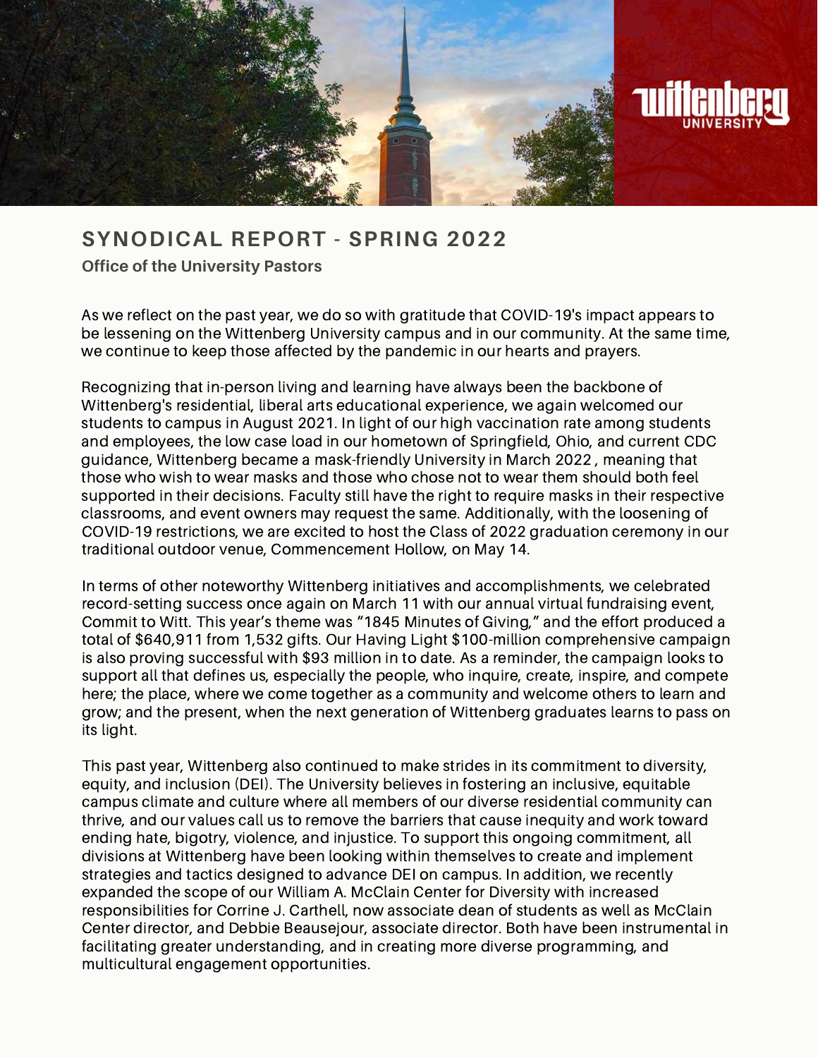# SYNODICAL REPORT - SPRING 2022

**Office of the University Pastors**

As we reflect on the past year, we do so with gratitude that COVID-19's impact appears to be lessening on the Wittenberg University campus and in our community. At the same time, we continue to keep those affected by the pandemic in our hearts and prayers.

Recognizing that in-person living and learning have always been the backbone of Wittenberg's residential, liberal arts educational experience, we again welcomed our students to campus in August 2021. In light of our high vaccination rate among students and employees, the low case load in our hometown of Springfield, Ohio, and current CDC guidance, Wittenberg became a mask-friendly University in March 2022 , meaning that those who wish to wear masks and those who chose not to wear them should both feel supported in their decisions. Faculty still have the right to require masks in their respective classrooms, and event owners may request the same. Additionally, with the loosening of COVID-19 restrictions, we are excited to host the Class of 2022 graduation ceremony in our traditional outdoor venue, Commencement Hollow, on May 14.

In terms of other noteworthy Wittenberg initiatives and accomplishments, we celebrated record-setting success once again on March 11 with our annual virtual fundraising event, Commit to Witt. This year's theme was "1845 Minutes of Giving," and the effort produced a total of $640,911 from 1,532 gifts. Our Having Light $100-million comprehensive campaign is also proving successful with $93 million in to date. As a reminder, the campaign looks to support all that defines us, especially the people, who inquire, create, inspire, and compete here; the place, where we come together as a community and welcome others to learn and grow; and the present, when the next generation of Wittenberg graduates learns to pass on its light.

This past year, Wittenberg also continued to make strides in its commitment to diversity, equity, and inclusion (DEI). The University believes in fostering an inclusive, equitable campus climate and culture where all members of our diverse residential community can thrive, and our values call us to remove the barriers that cause inequity and work toward ending hate, bigotry, violence, and injustice. To support this ongoing commitment, all divisions at Wittenberg have been looking within themselves to create and implement strategies and tactics designed to advance DEI on campus. In addition, we recently expanded the scope of our William A. McClain Center for Diversity with increased responsibilities for Corrine J. Carthell, now associate dean of students as well as McClain Center director, and Debbie Beausejour, associate director. Both have been instrumental in facilitating greater understanding, and in creating more diverse programming, and multicultural engagement opportunities.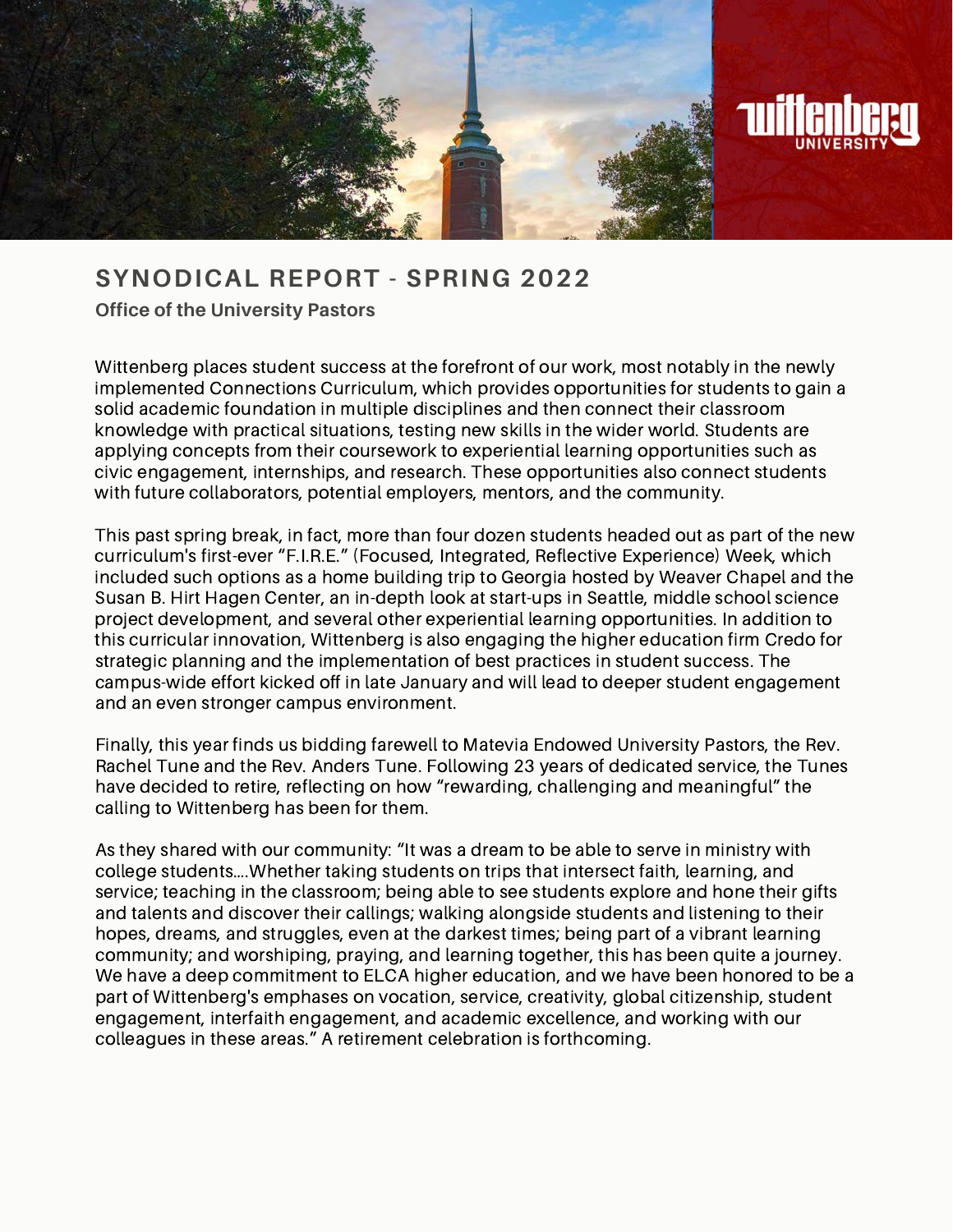## SYNODICAL REPORT - SPRING 2022

**Office of the University Pastors**

Wittenberg places student success at the forefront of our work, most notably in the newly implemented Connections Curriculum, which provides opportunities for students to gain a solid academic foundation in multiple disciplines and then connect their classroom knowledge with practical situations, testing new skills in the wider world. Students are applying concepts from their coursework to experiential learning opportunities such as civic engagement, internships, and research. These opportunities also connect students with future collaborators, potential employers, mentors, and the community.

This past spring break, in fact, more than four dozen students headed out as part of the new curriculum's first-ever "F.I.R.E." (Focused, Integrated, Reflective Experience) Week, which included such options as a home building trip to Georgia hosted by Weaver Chapel and the Susan B. Hirt Hagen Center, an in-depth look at start-ups in Seattle, middle school science project development, and several other experiential learning opportunities. In addition to this curricular innovation, Wittenberg is also engaging the higher education firm Credo for strategic planning and the implementation of best practices in student success. The campus-wide effort kicked off in late January and will lead to deeper student engagement and an even stronger campus environment.

Finally, this year finds us bidding farewell to Matevia Endowed University Pastors, the Rev. Rachel Tune and the Rev. Anders Tune. Following 23 years of dedicated service, the Tunes have decided to retire, reflecting on how "rewarding, challenging and meaningful" the calling to Wittenberg has been for them.

As they shared with our community: "It was a dream to be able to serve in ministry with college students....Whether taking students on trips that intersect faith, learning, and service; teaching in the classroom; being able to see students explore and hone their gifts and talents and discover their callings; walking alongside students and listening to their hopes, dreams, and struggles, even at the darkest times; being part of a vibrant learning community; and worshiping, praying, and learning together, this has been quite a journey. We have a deep commitment to ELCA higher education, and we have been honored to be a part of Wittenberg's emphases on vocation, service, creativity, global citizenship, student engagement, interfaith engagement, and academic excellence, and working with our colleagues in these areas." A retirement celebration is forthcoming.